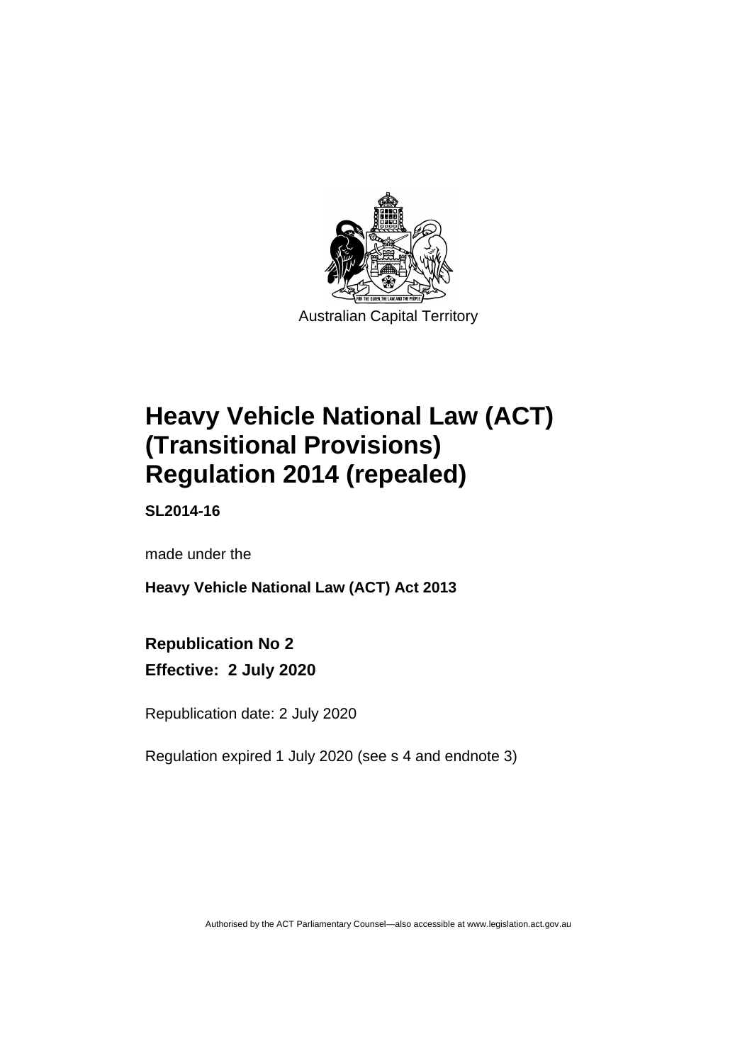Australian Capital Territory

# Heavy Vehicle National Law (ACT) (Transitional Provisions) Regulation 2014 (repealed)

**SL2014-16**

made under the

**Heavy Vehicle National Law (ACT) Act 2013**

**Republication No 2**

**Effective: 2 July 2020**

Republication date: 2 July 2020

Regulation expired 1 July 2020 (see s 4 and endnote 3)

Authorised by the ACT Parliamentary Counsel—also accessible at www.legislation.act.gov.au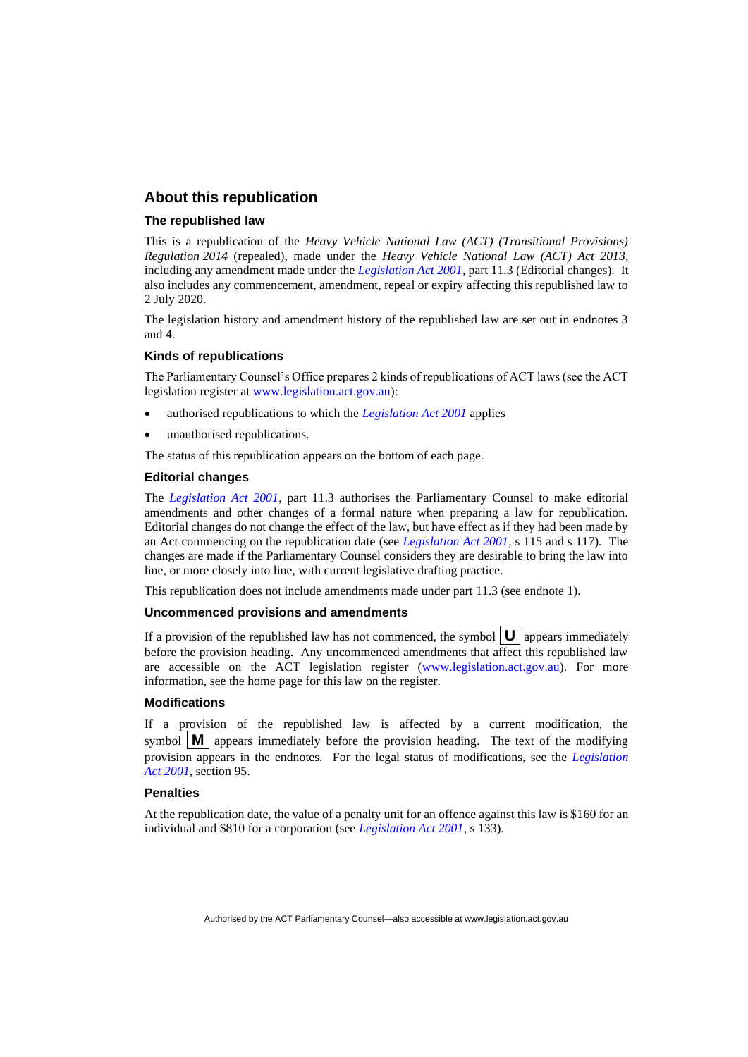## About this republication

### The republished law

This is a republication of the *Heavy Vehicle National Law (ACT) (Transitional Provisions) Regulation 2014* (repealed), made under the *Heavy Vehicle National Law (ACT) Act 2013*, including any amendment made under the *Legislation Act 2001*, part 11.3 (Editorial changes). It also includes any commencement, amendment, repeal or expiry affecting this republished law to 2 July 2020.

The legislation history and amendment history of the republished law are set out in endnotes 3 and 4.

### Kinds of republications

The Parliamentary Counsel's Office prepares 2 kinds of republications of ACT laws (see the ACT legislation register at www.legislation.act.gov.au):

- authorised republications to which the *Legislation Act 2001* applies
- unauthorised republications.

The status of this republication appears on the bottom of each page.

### Editorial changes

The *Legislation Act 2001*, part 11.3 authorises the Parliamentary Counsel to make editorial amendments and other changes of a formal nature when preparing a law for republication. Editorial changes do not change the effect of the law, but have effect as if they had been made by an Act commencing on the republication date (see *Legislation Act 2001*, s 115 and s 117). The changes are made if the Parliamentary Counsel considers they are desirable to bring the law into line, or more closely into line, with current legislative drafting practice.

This republication does not include amendments made under part 11.3 (see endnote 1).

### Uncommenced provisions and amendments

If a provision of the republished law has not commenced, the symbol **U** appears immediately before the provision heading. Any uncommenced amendments that affect this republished law are accessible on the ACT legislation register (www.legislation.act.gov.au). For more information, see the home page for this law on the register.

### Modifications

If a provision of the republished law is affected by a current modification, the symbol **M** appears immediately before the provision heading. The text of the modifying provision appears in the endnotes. For the legal status of modifications, see the *Legislation Act 2001*, section 95.

### Penalties

At the republication date, the value of a penalty unit for an offence against this law is $160 for an individual and $810 for a corporation (see *Legislation Act 2001*, s 133).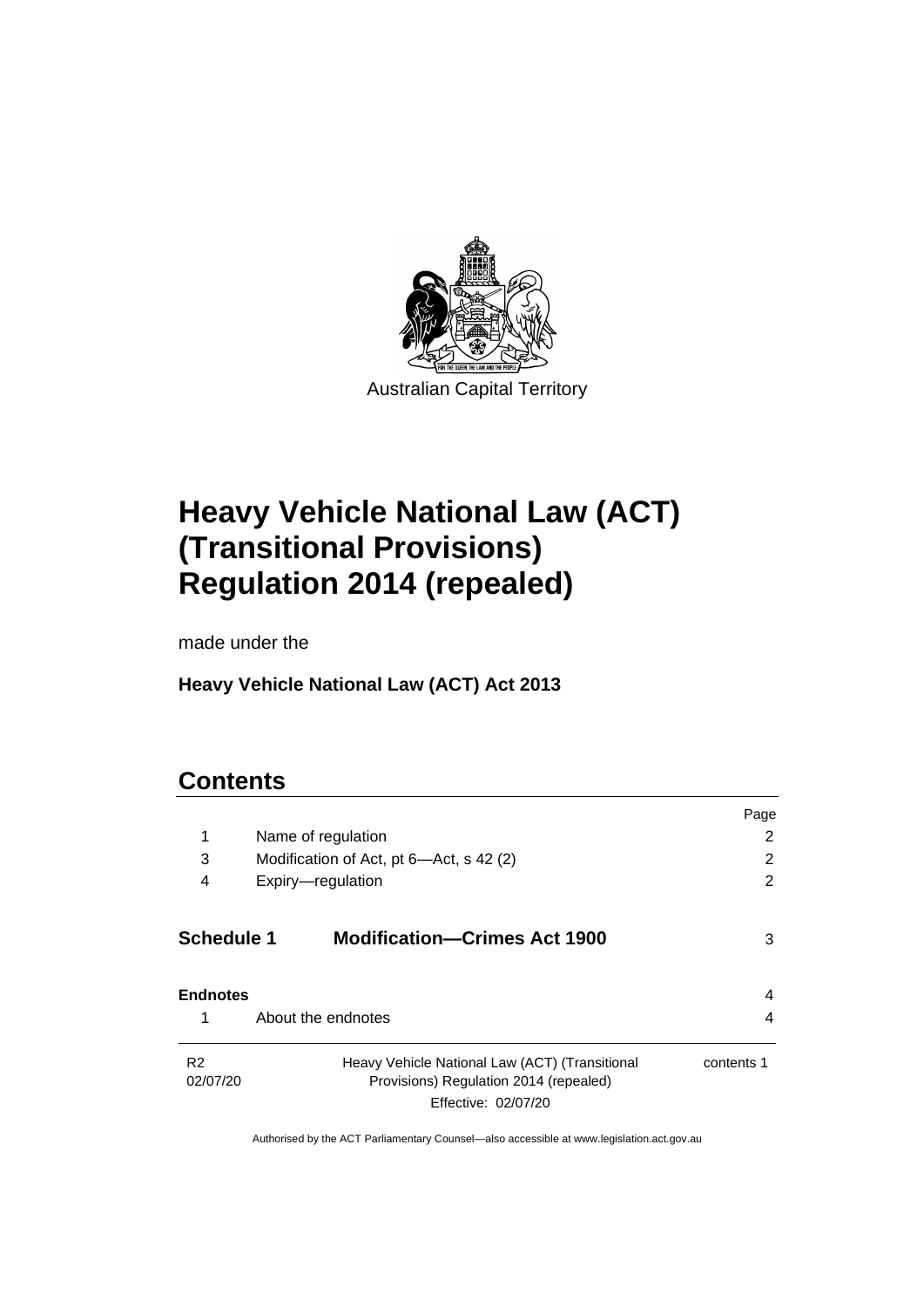Australian Capital Territory

# Heavy Vehicle National Law (ACT) (Transitional Provisions) Regulation 2014 (repealed)

made under the

**Heavy Vehicle National Law (ACT) Act 2013**

## Contents

| | | Page |
|---|---|---|
| 1 | Name of regulation | 2 |
| 3 | Modification of Act, pt 6—Act, s 42 (2) | 2 |
| 4 | Expiry—regulation | 2 |
| **Schedule 1** | **Modification—Crimes Act 1900** | 3 |
| **Endnotes** | | 4 |
| 1 | About the endnotes | 4 |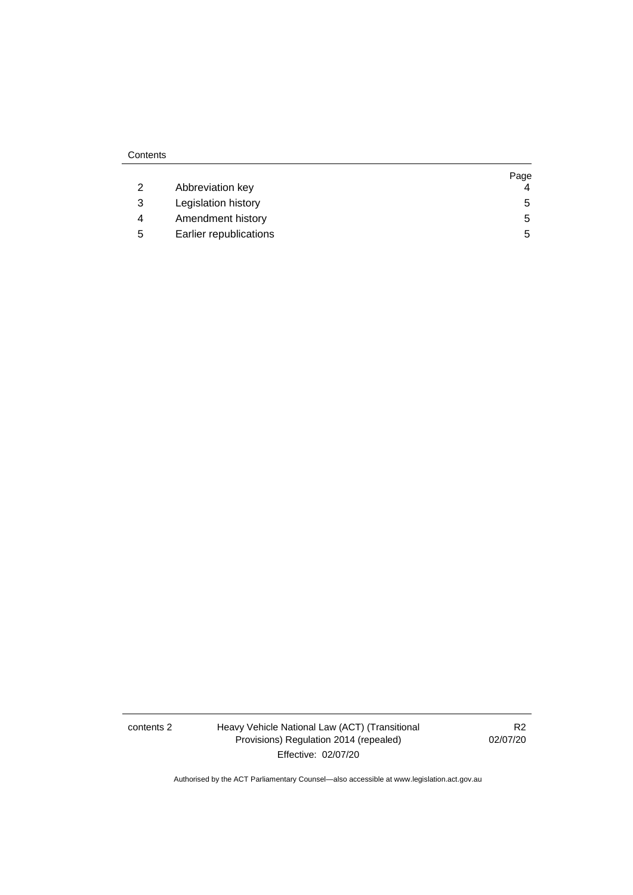Contents

| | | Page |
|---|---|---|
| 2 | Abbreviation key | 4 |
| 3 | Legislation history | 5 |
| 4 | Amendment history | 5 |
| 5 | Earlier republications | 5 |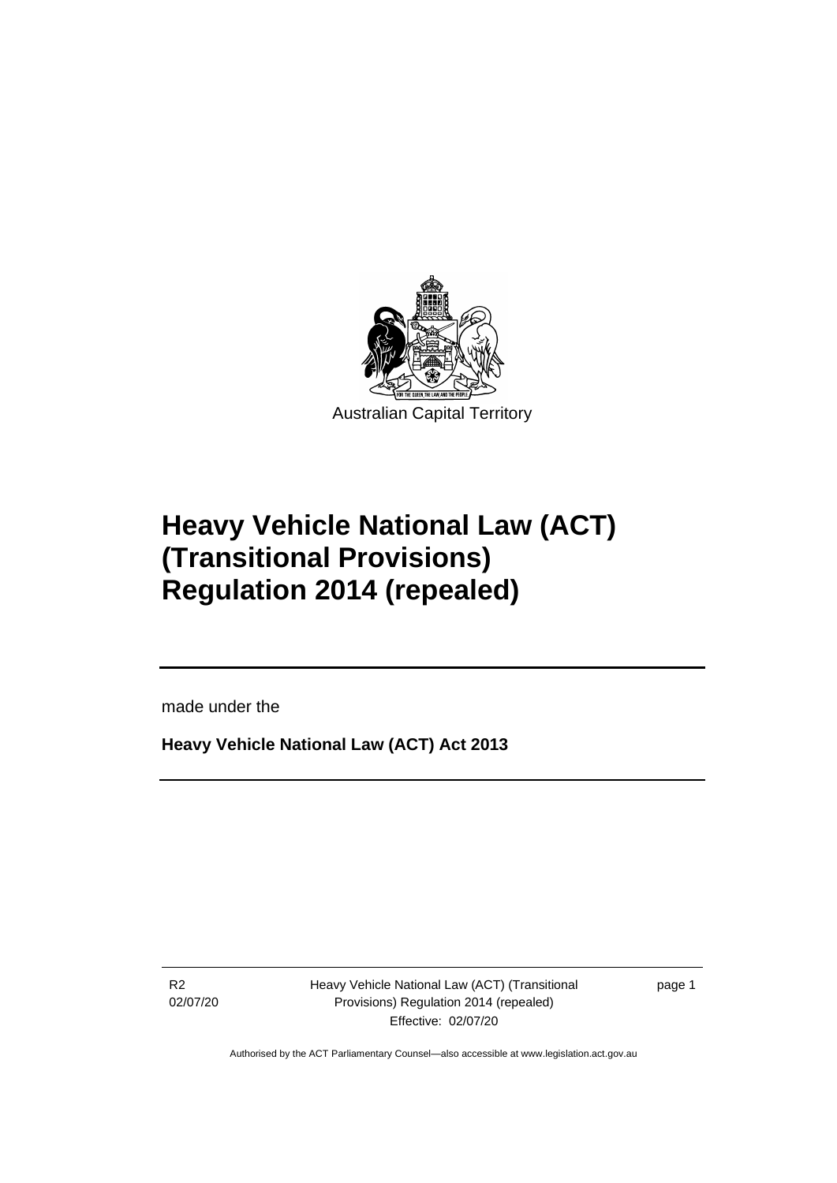Australian Capital Territory

# Heavy Vehicle National Law (ACT) (Transitional Provisions) Regulation 2014 (repealed)

made under the

**Heavy Vehicle National Law (ACT) Act 2013**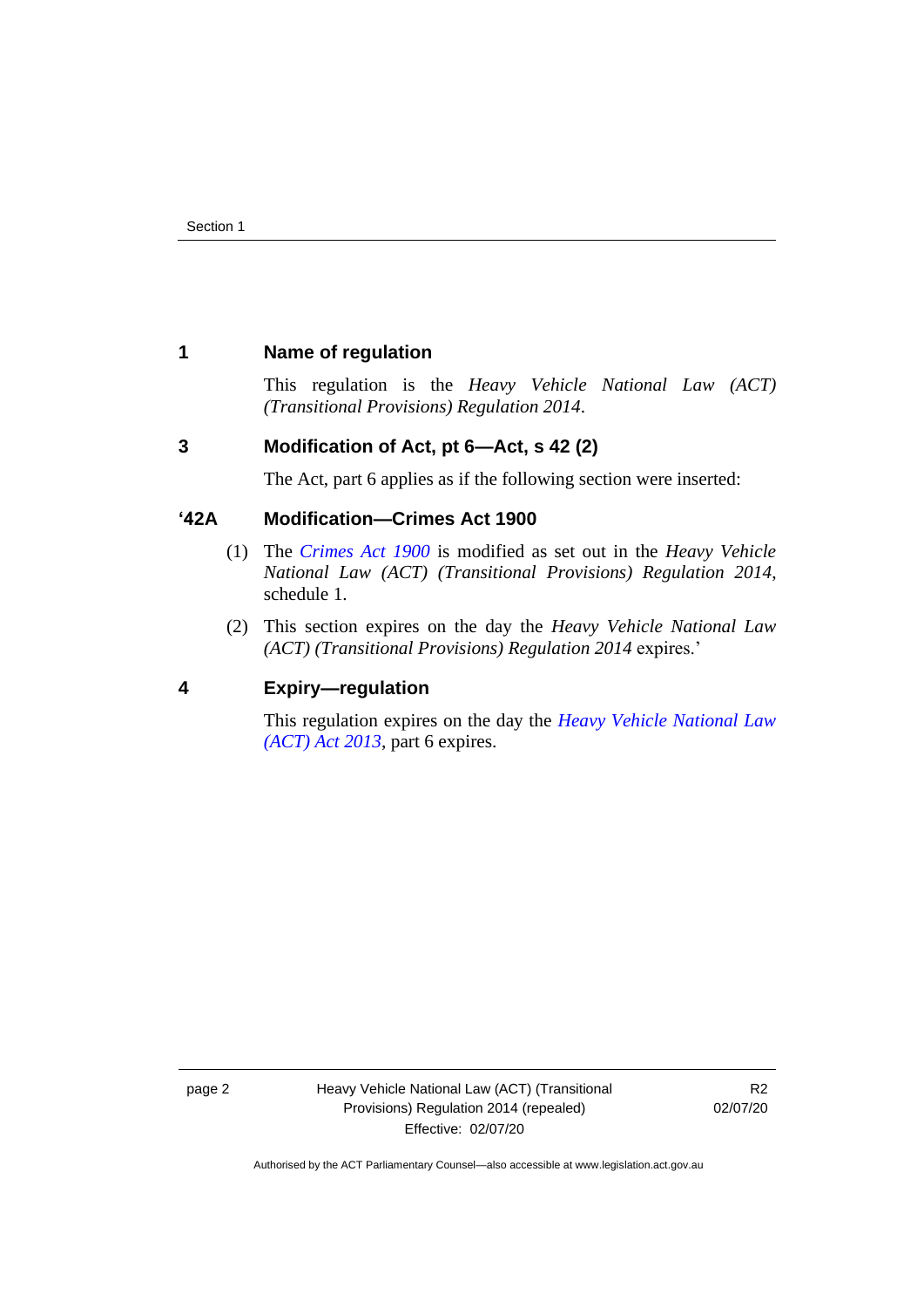## 1 Name of regulation

This regulation is the *Heavy Vehicle National Law (ACT) (Transitional Provisions) Regulation 2014*.

## 3 Modification of Act, pt 6—Act, s 42 (2)

The Act, part 6 applies as if the following section were inserted:

## '42A Modification—Crimes Act 1900

(1) The *Crimes Act 1900* is modified as set out in the *Heavy Vehicle National Law (ACT) (Transitional Provisions) Regulation 2014*, schedule 1.

(2) This section expires on the day the *Heavy Vehicle National Law (ACT) (Transitional Provisions) Regulation 2014* expires.'

## 4 Expiry—regulation

This regulation expires on the day the *Heavy Vehicle National Law (ACT) Act 2013*, part 6 expires.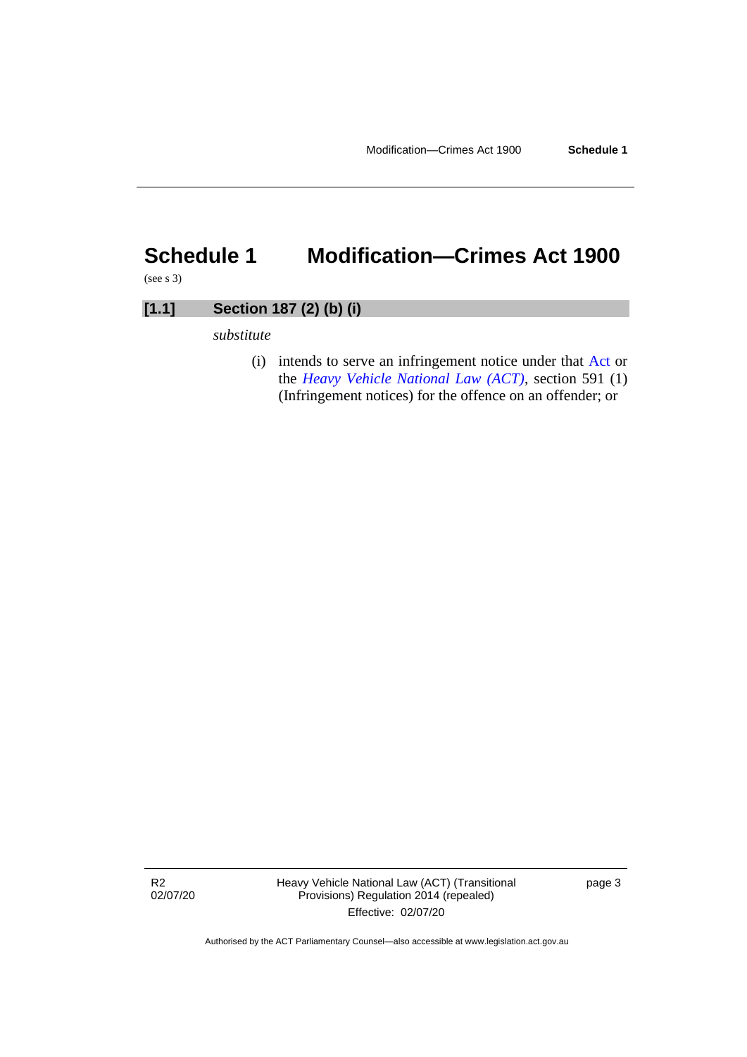# Schedule 1 Modification—Crimes Act 1900

(see s 3)

## [1.1] Section 187 (2) (b) (i)

*substitute*

(i) intends to serve an infringement notice under that Act or the *Heavy Vehicle National Law (ACT)*, section 591 (1) (Infringement notices) for the offence on an offender; or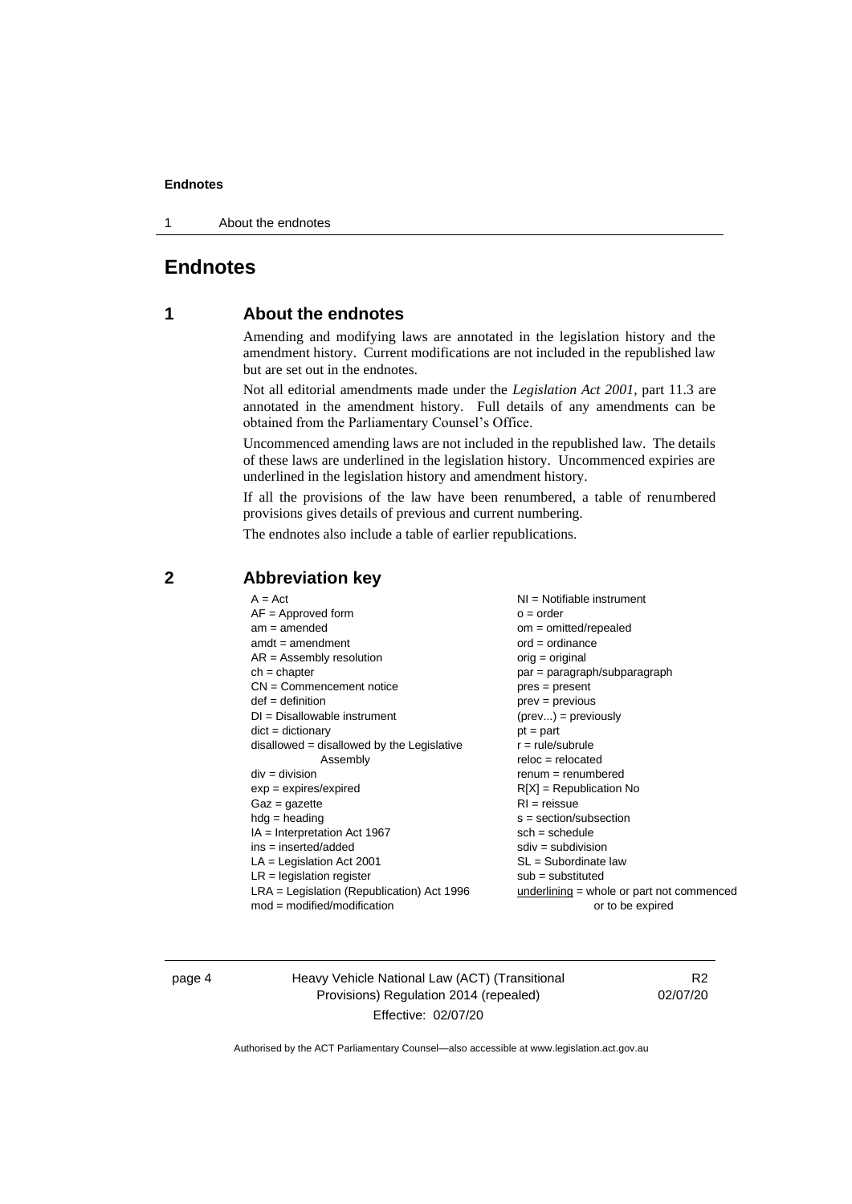# Endnotes

## 1 About the endnotes

Amending and modifying laws are annotated in the legislation history and the amendment history. Current modifications are not included in the republished law but are set out in the endnotes.

Not all editorial amendments made under the *Legislation Act 2001*, part 11.3 are annotated in the amendment history. Full details of any amendments can be obtained from the Parliamentary Counsel's Office.

Uncommenced amending laws are not included in the republished law. The details of these laws are underlined in the legislation history. Uncommenced expiries are underlined in the legislation history and amendment history.

If all the provisions of the law have been renumbered, a table of renumbered provisions gives details of previous and current numbering.

The endnotes also include a table of earlier republications.

## 2 Abbreviation key

A = Act
AF = Approved form
am = amended
amdt = amendment
AR = Assembly resolution
ch = chapter
CN = Commencement notice
def = definition
DI = Disallowable instrument
dict = dictionary
disallowed = disallowed by the Legislative Assembly
div = division
exp = expires/expired
Gaz = gazette
hdg = heading
IA = Interpretation Act 1967
ins = inserted/added
LA = Legislation Act 2001
LR = legislation register
LRA = Legislation (Republication) Act 1996
mod = modified/modification
NI = Notifiable instrument
o = order
om = omitted/repealed
ord = ordinance
orig = original
par = paragraph/subparagraph
pres = present
prev = previous
(prev...) = previously
pt = part
r = rule/subrule
reloc = relocated
renum = renumbered
R[X] = Republication No
RI = reissue
s = section/subsection
sch = schedule
sdiv = subdivision
SL = Subordinate law
sub = substituted
underlining = whole or part not commenced or to be expired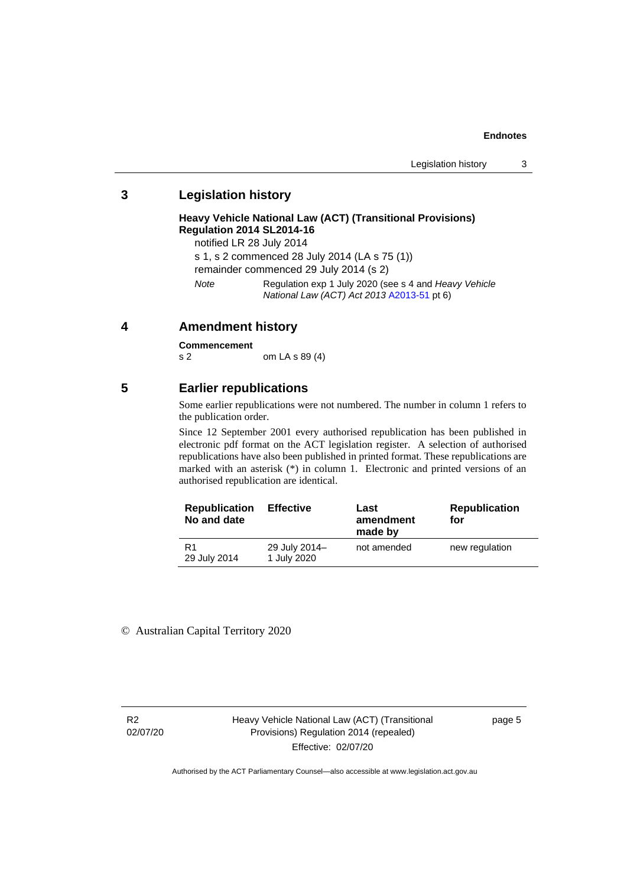## 3 Legislation history

**Heavy Vehicle National Law (ACT) (Transitional Provisions) Regulation 2014 SL2014-16**

notified LR 28 July 2014

s 1, s 2 commenced 28 July 2014 (LA s 75 (1))

remainder commenced 29 July 2014 (s 2)

*Note* Regulation exp 1 July 2020 (see s 4 and *Heavy Vehicle National Law (ACT) Act 2013* A2013-51 pt 6)

## 4 Amendment history

**Commencement**

s 2 om LA s 89 (4)

## 5 Earlier republications

Some earlier republications were not numbered. The number in column 1 refers to the publication order.

Since 12 September 2001 every authorised republication has been published in electronic pdf format on the ACT legislation register. A selection of authorised republications have also been published in printed format. These republications are marked with an asterisk (*) in column 1. Electronic and printed versions of an authorised republication are identical.

| Republication No and date | Effective | Last amendment made by | Republication for |
|---|---|---|---|
| R1<br>29 July 2014 | 29 July 2014–<br>1 July 2020 | not amended | new regulation |

© Australian Capital Territory 2020